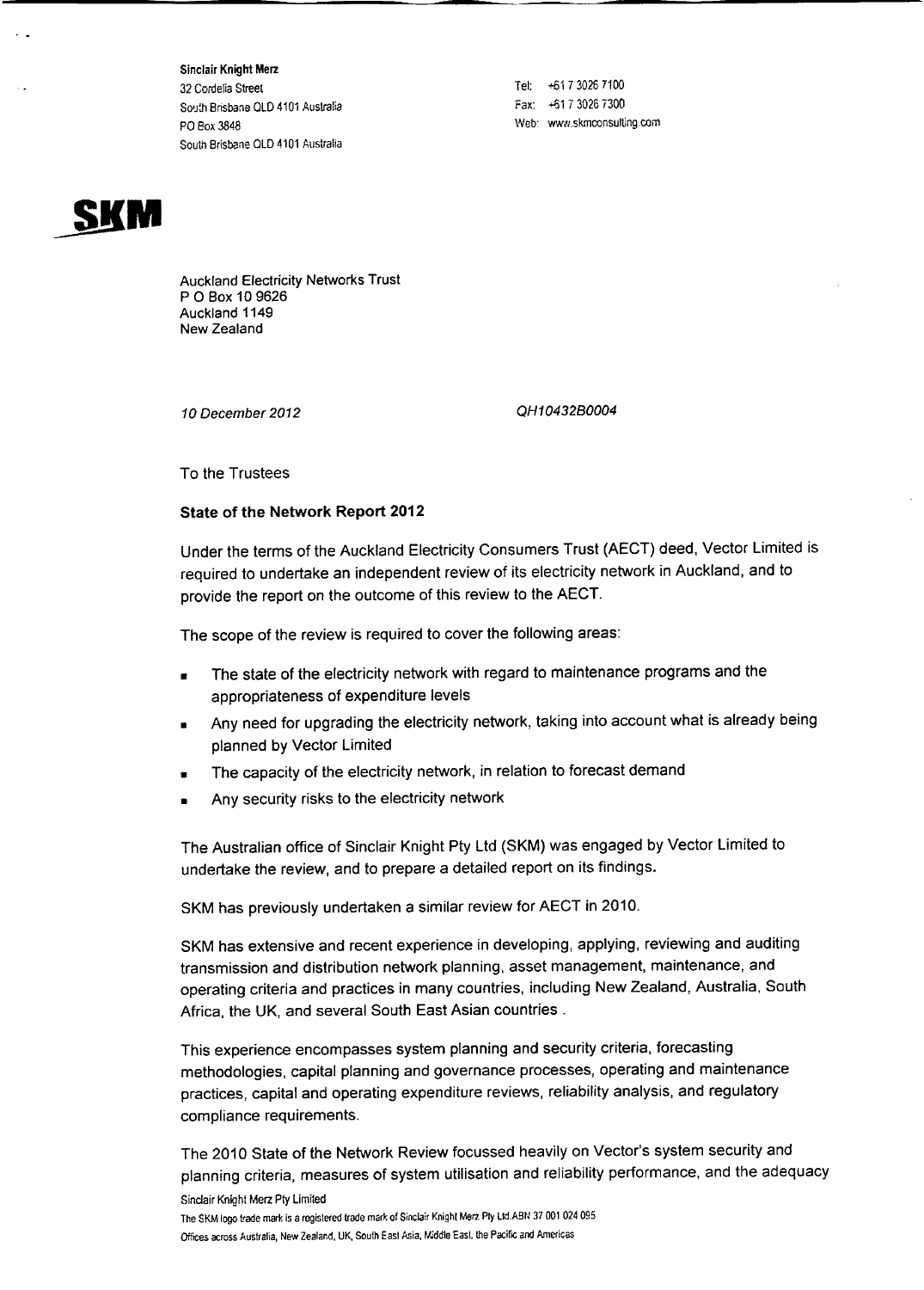**Sinclair Knight Merz**
32 Cordelia Street
South Brisbane QLD 4101 Australia
PO Box 3848
South Brisbane QLD 4101 Australia

Tel: +61 7 3026 7100
Fax: +61 7 3026 7300
Web: www.skmconsulting.com

**SKM**

Auckland Electricity Networks Trust
P O Box 10 9626
Auckland 1149
New Zealand

*10 December 2012* *QH10432B0004*

To the Trustees

**State of the Network Report 2012**

Under the terms of the Auckland Electricity Consumers Trust (AECT) deed, Vector Limited is required to undertake an independent review of its electricity network in Auckland, and to provide the report on the outcome of this review to the AECT.

The scope of the review is required to cover the following areas:

- The state of the electricity network with regard to maintenance programs and the appropriateness of expenditure levels
- Any need for upgrading the electricity network, taking into account what is already being planned by Vector Limited
- The capacity of the electricity network, in relation to forecast demand
- Any security risks to the electricity network

The Australian office of Sinclair Knight Pty Ltd (SKM) was engaged by Vector Limited to undertake the review, and to prepare a detailed report on its findings.

SKM has previously undertaken a similar review for AECT in 2010.

SKM has extensive and recent experience in developing, applying, reviewing and auditing transmission and distribution network planning, asset management, maintenance, and operating criteria and practices in many countries, including New Zealand, Australia, South Africa, the UK, and several South East Asian countries .

This experience encompasses system planning and security criteria, forecasting methodologies, capital planning and governance processes, operating and maintenance practices, capital and operating expenditure reviews, reliability analysis, and regulatory compliance requirements.

The 2010 State of the Network Review focussed heavily on Vector's system security and planning criteria, measures of system utilisation and reliability performance, and the adequacy

Sinclair Knight Merz Pty Limited
The SKM logo trade mark is a registered trade mark of Sinclair Knight Merz Pty Ltd.ABN 37 001 024 095
Offices across Australia, New Zealand, UK, South East Asia, Middle East, the Pacific and Americas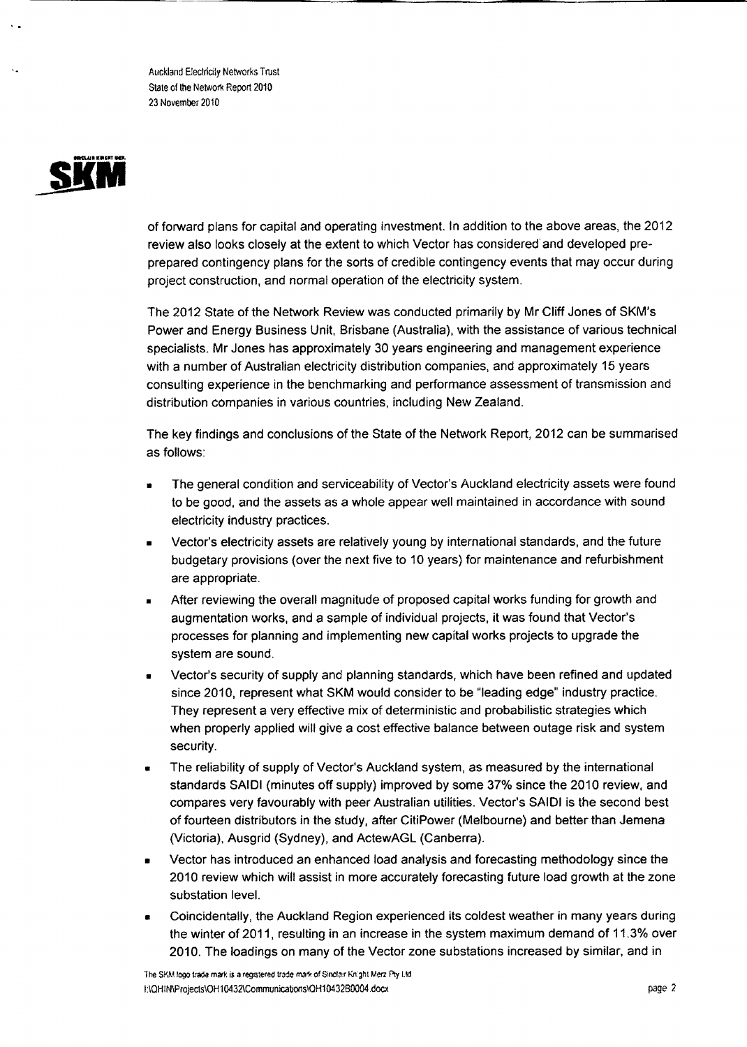of forward plans for capital and operating investment. In addition to the above areas, the 2012 review also looks closely at the extent to which Vector has considered and developed pre-prepared contingency plans for the sorts of credible contingency events that may occur during project construction, and normal operation of the electricity system.

The 2012 State of the Network Review was conducted primarily by Mr Cliff Jones of SKM's Power and Energy Business Unit, Brisbane (Australia), with the assistance of various technical specialists. Mr Jones has approximately 30 years engineering and management experience with a number of Australian electricity distribution companies, and approximately 15 years consulting experience in the benchmarking and performance assessment of transmission and distribution companies in various countries, including New Zealand.

The key findings and conclusions of the State of the Network Report, 2012 can be summarised as follows:

- The general condition and serviceability of Vector's Auckland electricity assets were found to be good, and the assets as a whole appear well maintained in accordance with sound electricity industry practices.
- Vector's electricity assets are relatively young by international standards, and the future budgetary provisions (over the next five to 10 years) for maintenance and refurbishment are appropriate.
- After reviewing the overall magnitude of proposed capital works funding for growth and augmentation works, and a sample of individual projects, it was found that Vector's processes for planning and implementing new capital works projects to upgrade the system are sound.
- Vector's security of supply and planning standards, which have been refined and updated since 2010, represent what SKM would consider to be "leading edge" industry practice. They represent a very effective mix of deterministic and probabilistic strategies which when properly applied will give a cost effective balance between outage risk and system security.
- The reliability of supply of Vector's Auckland system, as measured by the international standards SAIDI (minutes off supply) improved by some 37% since the 2010 review, and compares very favourably with peer Australian utilities. Vector's SAIDI is the second best of fourteen distributors in the study, after CitiPower (Melbourne) and better than Jemena (Victoria), Ausgrid (Sydney), and ActewAGL (Canberra).
- Vector has introduced an enhanced load analysis and forecasting methodology since the 2010 review which will assist in more accurately forecasting future load growth at the zone substation level.
- Coincidentally, the Auckland Region experienced its coldest weather in many years during the winter of 2011, resulting in an increase in the system maximum demand of 11.3% over 2010. The loadings on many of the Vector zone substations increased by similar, and in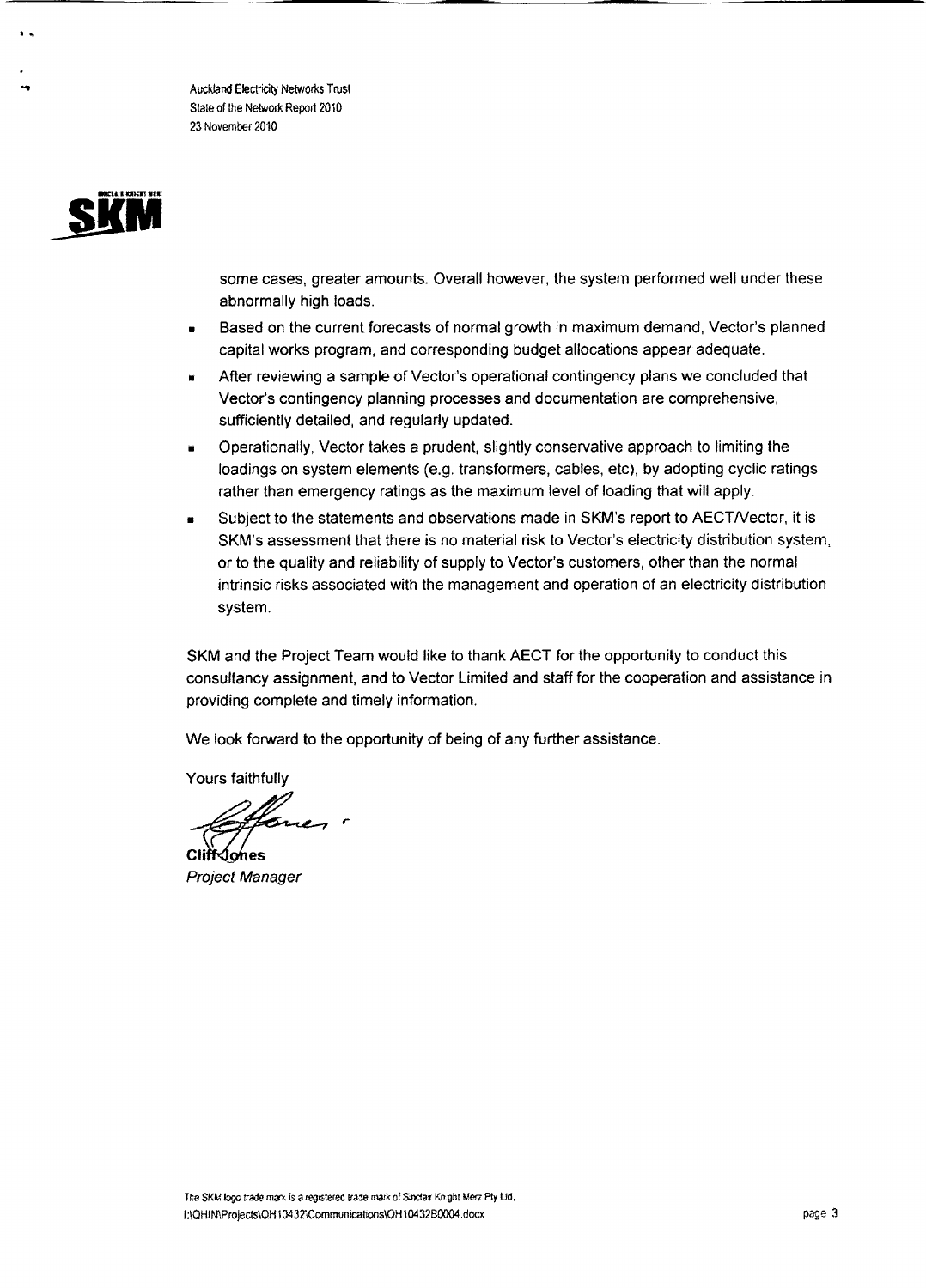some cases, greater amounts. Overall however, the system performed well under these abnormally high loads.

- Based on the current forecasts of normal growth in maximum demand, Vector's planned capital works program, and corresponding budget allocations appear adequate.
- After reviewing a sample of Vector's operational contingency plans we concluded that Vector's contingency planning processes and documentation are comprehensive, sufficiently detailed, and regularly updated.
- Operationally, Vector takes a prudent, slightly conservative approach to limiting the loadings on system elements (e.g. transformers, cables, etc), by adopting cyclic ratings rather than emergency ratings as the maximum level of loading that will apply.
- Subject to the statements and observations made in SKM's report to AECT/Vector, it is SKM's assessment that there is no material risk to Vector's electricity distribution system, or to the quality and reliability of supply to Vector's customers, other than the normal intrinsic risks associated with the management and operation of an electricity distribution system.

SKM and the Project Team would like to thank AECT for the opportunity to conduct this consultancy assignment, and to Vector Limited and staff for the cooperation and assistance in providing complete and timely information.

We look forward to the opportunity of being of any further assistance.

Yours faithfully

**Cliff Jones**
*Project Manager*

The SKM logo trade mark is a registered trade mark of Sinclair Knight Merz Pty Ltd.
I:\QHIN\Projects\QH10432\Communications\QH10432B0004.docx